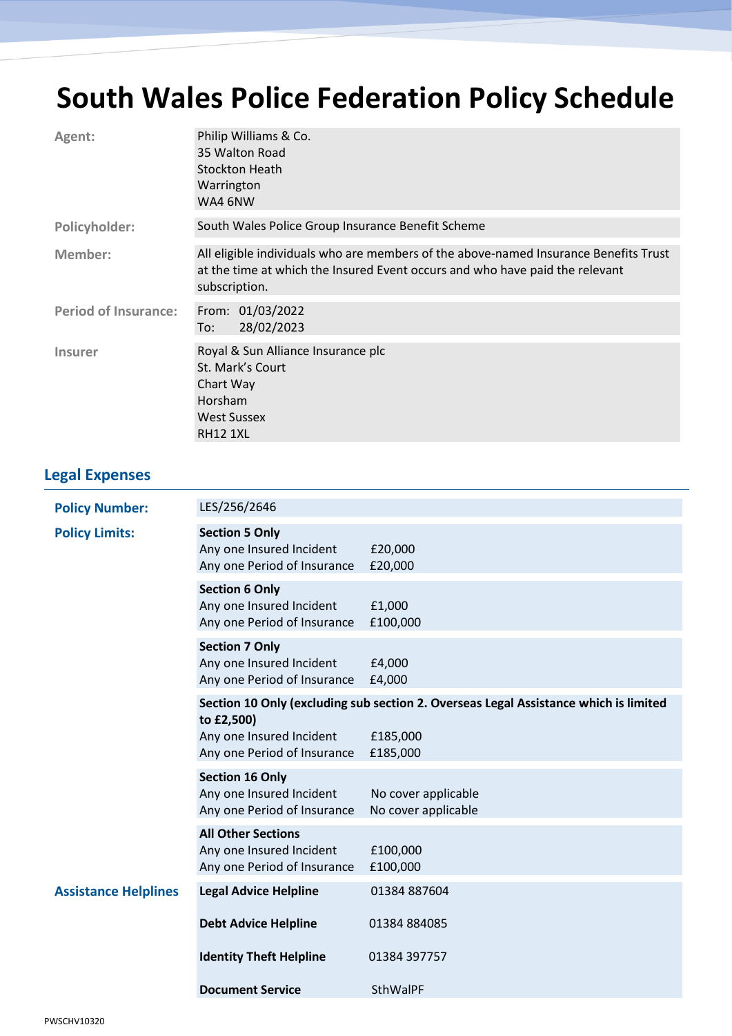# South Wales Police Federation Policy Schedule

| | |
|---|---|
| **Agent:** | Philip Williams & Co.<br>35 Walton Road<br>Stockton Heath<br>Warrington<br>WA4 6NW |
| **Policyholder:** | South Wales Police Group Insurance Benefit Scheme |
| **Member:** | All eligible individuals who are members of the above-named Insurance Benefits Trust at the time at which the Insured Event occurs and who have paid the relevant subscription. |
| **Period of Insurance:** | From: 01/03/2022<br>To: 28/02/2023 |
| **Insurer** | Royal & Sun Alliance Insurance plc<br>St. Mark's Court<br>Chart Way<br>Horsham<br>West Sussex<br>RH12 1XL |

## Legal Expenses

| | | |
|---|---|---|
| **Policy Number:** | LES/256/2646 | |
| **Policy Limits:** | **Section 5 Only** | |
| | Any one Insured Incident | £20,000 |
| | Any one Period of Insurance | £20,000 |
| | **Section 6 Only** | |
| | Any one Insured Incident | £1,000 |
| | Any one Period of Insurance | £100,000 |
| | **Section 7 Only** | |
| | Any one Insured Incident | £4,000 |
| | Any one Period of Insurance | £4,000 |
| | **Section 10 Only (excluding sub section 2. Overseas Legal Assistance which is limited to £2,500)** | |
| | Any one Insured Incident | £185,000 |
| | Any one Period of Insurance | £185,000 |
| | **Section 16 Only** | |
| | Any one Insured Incident | No cover applicable |
| | Any one Period of Insurance | No cover applicable |
| | **All Other Sections** | |
| | Any one Insured Incident | £100,000 |
| | Any one Period of Insurance | £100,000 |
| **Assistance Helplines** | **Legal Advice Helpline** | 01384 887604 |
| | **Debt Advice Helpline** | 01384 884085 |
| | **Identity Theft Helpline** | 01384 397757 |
| | **Document Service** | SthWalPF |

PWSCHV10320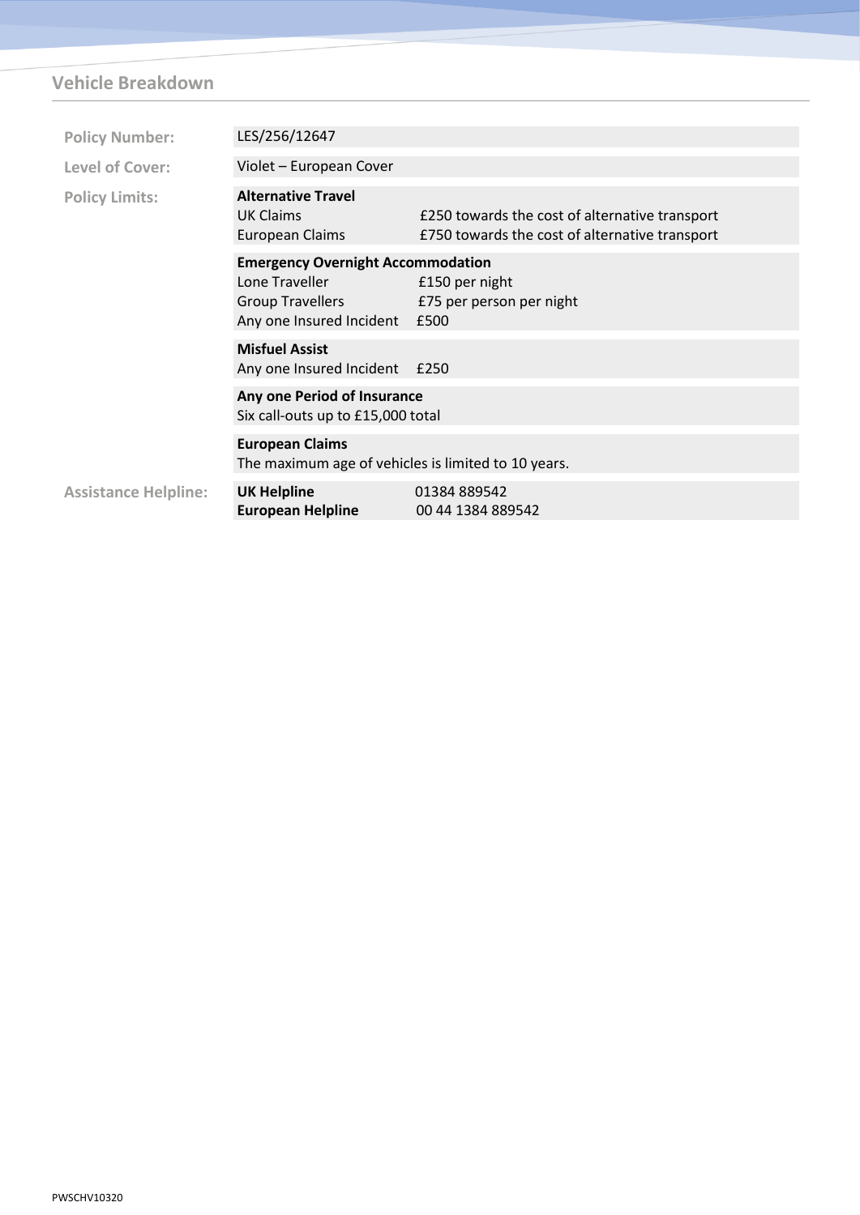## Vehicle Breakdown

| | | |
|---|---|---|
| **Policy Number:** | LES/256/12647 | |
| **Level of Cover:** | Violet – European Cover | |
| **Policy Limits:** | **Alternative Travel** | |
| | UK Claims | £250 towards the cost of alternative transport |
| | European Claims | £750 towards the cost of alternative transport |
| | **Emergency Overnight Accommodation** | |
| | Lone Traveller | £150 per night |
| | Group Travellers | £75 per person per night |
| | Any one Insured Incident | £500 |
| | **Misfuel Assist** | |
| | Any one Insured Incident | £250 |
| | **Any one Period of Insurance** | |
| | Six call-outs up to £15,000 total | |
| | **European Claims** | |
| | The maximum age of vehicles is limited to 10 years. | |
| **Assistance Helpline:** | **UK Helpline** | 01384 889542 |
| | **European Helpline** | 00 44 1384 889542 |

PWSCHV10320